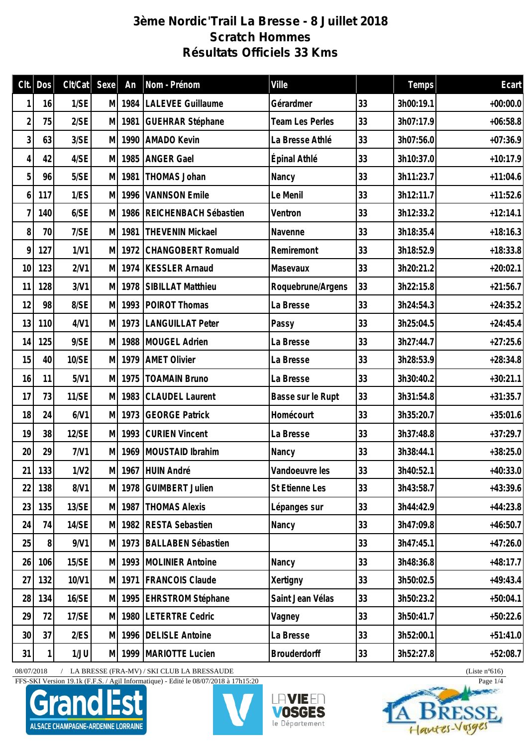# 3ème Nordic'Trail La Bresse - 8 Juillet 2018
## Scratch Hommes
## Résultats Officiels 33 Kms

| Clt. | Dos | Clt/Cat | Sexe | An | Nom - Prénom | Ville | | Temps | Ecart |
|---|---|---|---|---|---|---|---|---|---|
| 1 | 16 | 1/SE | M | 1984 | LALEVEE Guillaume | Gérardmer | 33 | 3h00:19.1 | +00:00.0 |
| 2 | 75 | 2/SE | M | 1981 | GUEHRAR Stéphane | Team Les Perles | 33 | 3h07:17.9 | +06:58.8 |
| 3 | 63 | 3/SE | M | 1990 | AMADO Kevin | La Bresse Athlé | 33 | 3h07:56.0 | +07:36.9 |
| 4 | 42 | 4/SE | M | 1985 | ANGER Gael | Épinal Athlé | 33 | 3h10:37.0 | +10:17.9 |
| 5 | 96 | 5/SE | M | 1981 | THOMAS Johan | Nancy | 33 | 3h11:23.7 | +11:04.6 |
| 6 | 117 | 1/ES | M | 1996 | VANNSON Emile | Le Menil | 33 | 3h12:11.7 | +11:52.6 |
| 7 | 140 | 6/SE | M | 1986 | REICHENBACH Sébastien | Ventron | 33 | 3h12:33.2 | +12:14.1 |
| 8 | 70 | 7/SE | M | 1981 | THEVENIN Mickael | Navenne | 33 | 3h18:35.4 | +18:16.3 |
| 9 | 127 | 1/V1 | M | 1972 | CHANGOBERT Romuald | Remiremont | 33 | 3h18:52.9 | +18:33.8 |
| 10 | 123 | 2/V1 | M | 1974 | KESSLER Arnaud | Masevaux | 33 | 3h20:21.2 | +20:02.1 |
| 11 | 128 | 3/V1 | M | 1978 | SIBILLAT Matthieu | Roquebrune/Argens | 33 | 3h22:15.8 | +21:56.7 |
| 12 | 98 | 8/SE | M | 1993 | POIROT Thomas | La Bresse | 33 | 3h24:54.3 | +24:35.2 |
| 13 | 110 | 4/V1 | M | 1973 | LANGUILLAT Peter | Passy | 33 | 3h25:04.5 | +24:45.4 |
| 14 | 125 | 9/SE | M | 1988 | MOUGEL Adrien | La Bresse | 33 | 3h27:44.7 | +27:25.6 |
| 15 | 40 | 10/SE | M | 1979 | AMET Olivier | La Bresse | 33 | 3h28:53.9 | +28:34.8 |
| 16 | 11 | 5/V1 | M | 1975 | TOAMAIN Bruno | La Bresse | 33 | 3h30:40.2 | +30:21.1 |
| 17 | 73 | 11/SE | M | 1983 | CLAUDEL Laurent | Basse sur le Rupt | 33 | 3h31:54.8 | +31:35.7 |
| 18 | 24 | 6/V1 | M | 1973 | GEORGE Patrick | Homécourt | 33 | 3h35:20.7 | +35:01.6 |
| 19 | 38 | 12/SE | M | 1993 | CURIEN Vincent | La Bresse | 33 | 3h37:48.8 | +37:29.7 |
| 20 | 29 | 7/V1 | M | 1969 | MOUSTAID Ibrahim | Nancy | 33 | 3h38:44.1 | +38:25.0 |
| 21 | 133 | 1/V2 | M | 1967 | HUIN André | Vandoeuvre les | 33 | 3h40:52.1 | +40:33.0 |
| 22 | 138 | 8/V1 | M | 1978 | GUIMBERT Julien | St Etienne Les | 33 | 3h43:58.7 | +43:39.6 |
| 23 | 135 | 13/SE | M | 1987 | THOMAS Alexis | Lépanges sur | 33 | 3h44:42.9 | +44:23.8 |
| 24 | 74 | 14/SE | M | 1982 | RESTA Sebastien | Nancy | 33 | 3h47:09.8 | +46:50.7 |
| 25 | 8 | 9/V1 | M | 1973 | BALLABEN Sébastien | | 33 | 3h47:45.1 | +47:26.0 |
| 26 | 106 | 15/SE | M | 1993 | MOLINIER Antoine | Nancy | 33 | 3h48:36.8 | +48:17.7 |
| 27 | 132 | 10/V1 | M | 1971 | FRANCOIS Claude | Xertigny | 33 | 3h50:02.5 | +49:43.4 |
| 28 | 134 | 16/SE | M | 1995 | EHRSTROM Stéphane | Saint Jean Vélas | 33 | 3h50:23.2 | +50:04.1 |
| 29 | 72 | 17/SE | M | 1980 | LETERTRE Cedric | Vagney | 33 | 3h50:41.7 | +50:22.6 |
| 30 | 37 | 2/ES | M | 1996 | DELISLE Antoine | La Bresse | 33 | 3h52:00.1 | +51:41.0 |
| 31 | 1 | 1/JU | M | 1999 | MARIOTTE Lucien | Brouderdorff | 33 | 3h52:27.8 | +52:08.7 |

08/07/2018 / LA BRESSE (FRA-MV) / SKI CLUB LA BRESSAUDE (Liste n°616)

FFS-SKI Version 19.1k (F.F.S. / Agil Informatique) - Edité le 08/07/2018 à 17h15:20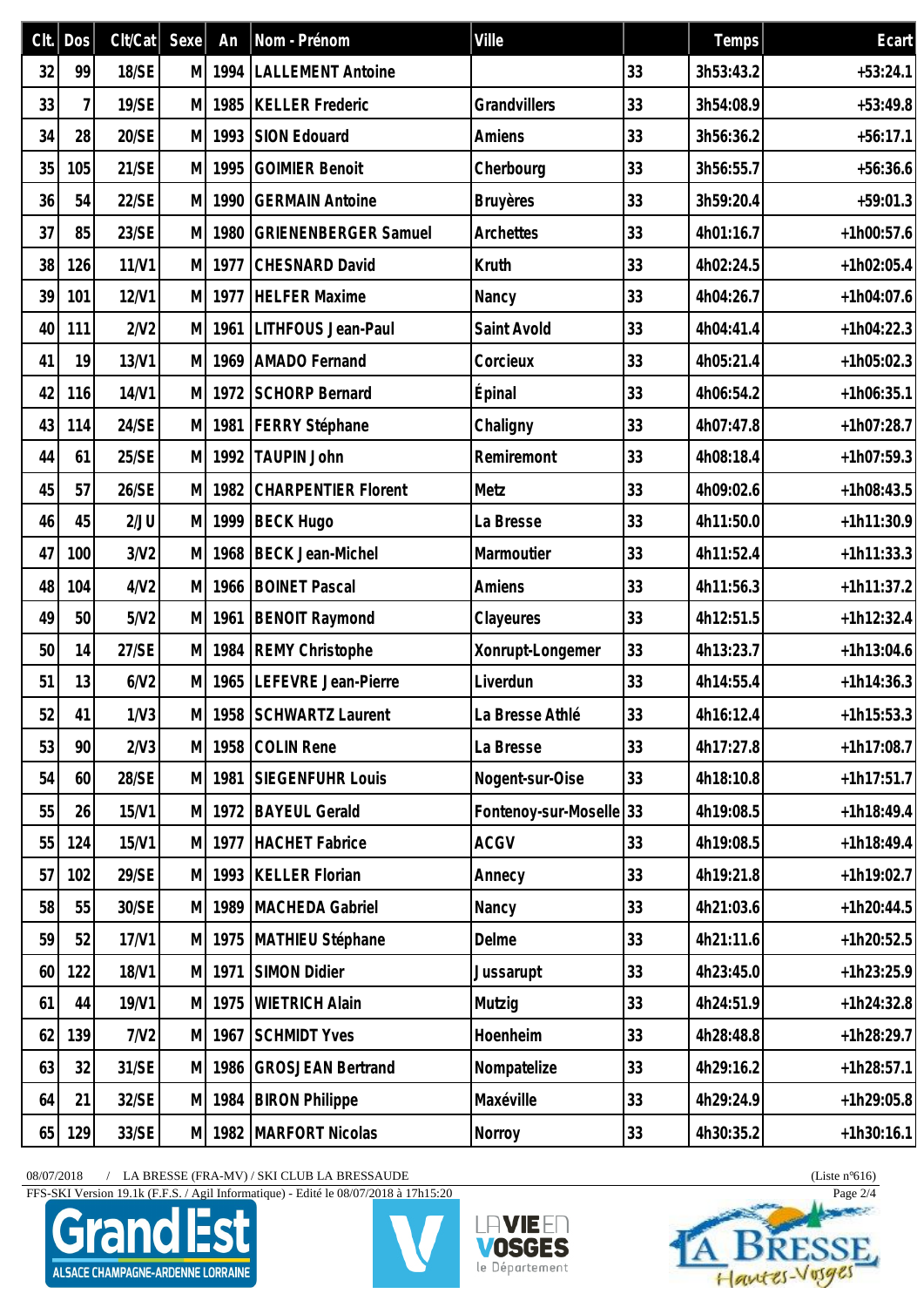| Clt. | Dos | Clt/Cat | Sexe | An | Nom - Prénom | Ville | | Temps | Ecart |
|---|---|---|---|---|---|---|---|---|---|
| 32 | 99 | 18/SE | M | 1994 | LALLEMENT Antoine | | 33 | 3h53:43.2 | +53:24.1 |
| 33 | 7 | 19/SE | M | 1985 | KELLER Frederic | Grandvillers | 33 | 3h54:08.9 | +53:49.8 |
| 34 | 28 | 20/SE | M | 1993 | SION Edouard | Amiens | 33 | 3h56:36.2 | +56:17.1 |
| 35 | 105 | 21/SE | M | 1995 | GOIMIER Benoit | Cherbourg | 33 | 3h56:55.7 | +56:36.6 |
| 36 | 54 | 22/SE | M | 1990 | GERMAIN Antoine | Bruyères | 33 | 3h59:20.4 | +59:01.3 |
| 37 | 85 | 23/SE | M | 1980 | GRIENENBERGER Samuel | Archettes | 33 | 4h01:16.7 | +1h00:57.6 |
| 38 | 126 | 11/V1 | M | 1977 | CHESNARD David | Kruth | 33 | 4h02:24.5 | +1h02:05.4 |
| 39 | 101 | 12/V1 | M | 1977 | HELFER Maxime | Nancy | 33 | 4h04:26.7 | +1h04:07.6 |
| 40 | 111 | 2/V2 | M | 1961 | LITHFOUS Jean-Paul | Saint Avold | 33 | 4h04:41.4 | +1h04:22.3 |
| 41 | 19 | 13/V1 | M | 1969 | AMADO Fernand | Corcieux | 33 | 4h05:21.4 | +1h05:02.3 |
| 42 | 116 | 14/V1 | M | 1972 | SCHORP Bernard | Épinal | 33 | 4h06:54.2 | +1h06:35.1 |
| 43 | 114 | 24/SE | M | 1981 | FERRY Stéphane | Chaligny | 33 | 4h07:47.8 | +1h07:28.7 |
| 44 | 61 | 25/SE | M | 1992 | TAUPIN John | Remiremont | 33 | 4h08:18.4 | +1h07:59.3 |
| 45 | 57 | 26/SE | M | 1982 | CHARPENTIER Florent | Metz | 33 | 4h09:02.6 | +1h08:43.5 |
| 46 | 45 | 2/JU | M | 1999 | BECK Hugo | La Bresse | 33 | 4h11:50.0 | +1h11:30.9 |
| 47 | 100 | 3/V2 | M | 1968 | BECK Jean-Michel | Marmoutier | 33 | 4h11:52.4 | +1h11:33.3 |
| 48 | 104 | 4/V2 | M | 1966 | BOINET Pascal | Amiens | 33 | 4h11:56.3 | +1h11:37.2 |
| 49 | 50 | 5/V2 | M | 1961 | BENOIT Raymond | Clayeures | 33 | 4h12:51.5 | +1h12:32.4 |
| 50 | 14 | 27/SE | M | 1984 | REMY Christophe | Xonrupt-Longemer | 33 | 4h13:23.7 | +1h13:04.6 |
| 51 | 13 | 6/V2 | M | 1965 | LEFEVRE Jean-Pierre | Liverdun | 33 | 4h14:55.4 | +1h14:36.3 |
| 52 | 41 | 1/V3 | M | 1958 | SCHWARTZ Laurent | La Bresse Athlé | 33 | 4h16:12.4 | +1h15:53.3 |
| 53 | 90 | 2/V3 | M | 1958 | COLIN Rene | La Bresse | 33 | 4h17:27.8 | +1h17:08.7 |
| 54 | 60 | 28/SE | M | 1981 | SIEGENFUHR Louis | Nogent-sur-Oise | 33 | 4h18:10.8 | +1h17:51.7 |
| 55 | 26 | 15/V1 | M | 1972 | BAYEUL Gerald | Fontenoy-sur-Moselle | 33 | 4h19:08.5 | +1h18:49.4 |
| 55 | 124 | 15/V1 | M | 1977 | HACHET Fabrice | ACGV | 33 | 4h19:08.5 | +1h18:49.4 |
| 57 | 102 | 29/SE | M | 1993 | KELLER Florian | Annecy | 33 | 4h19:21.8 | +1h19:02.7 |
| 58 | 55 | 30/SE | M | 1989 | MACHEDA Gabriel | Nancy | 33 | 4h21:03.6 | +1h20:44.5 |
| 59 | 52 | 17/V1 | M | 1975 | MATHIEU Stéphane | Delme | 33 | 4h21:11.6 | +1h20:52.5 |
| 60 | 122 | 18/V1 | M | 1971 | SIMON Didier | Jussarupt | 33 | 4h23:45.0 | +1h23:25.9 |
| 61 | 44 | 19/V1 | M | 1975 | WIETRICH Alain | Mutzig | 33 | 4h24:51.9 | +1h24:32.8 |
| 62 | 139 | 7/V2 | M | 1967 | SCHMIDT Yves | Hoenheim | 33 | 4h28:48.8 | +1h28:29.7 |
| 63 | 32 | 31/SE | M | 1986 | GROSJEAN Bertrand | Nompatelize | 33 | 4h29:16.2 | +1h28:57.1 |
| 64 | 21 | 32/SE | M | 1984 | BIRON Philippe | Maxéville | 33 | 4h29:24.9 | +1h29:05.8 |
| 65 | 129 | 33/SE | M | 1982 | MARFORT Nicolas | Norroy | 33 | 4h30:35.2 | +1h30:16.1 |

08/07/2018 / LA BRESSE (FRA-MV) / SKI CLUB LA BRESSAUDE (Liste n°616)

FFS-SKI Version 19.1k (F.F.S. / Agil Informatique) - Edité le 08/07/2018 à 17h15:20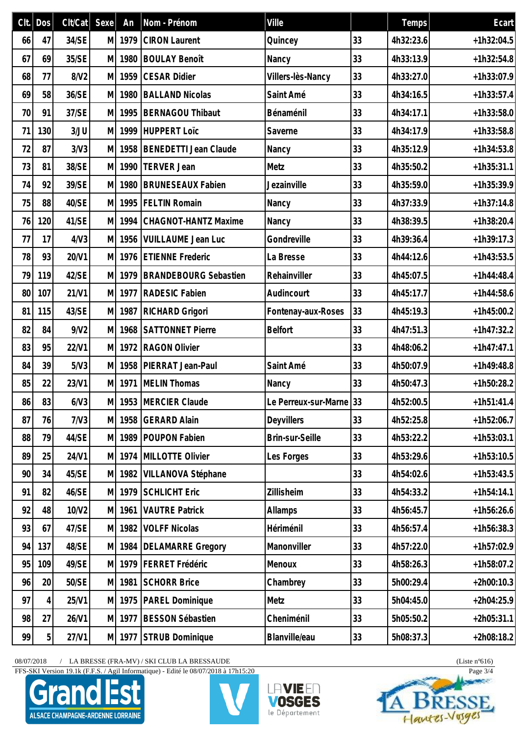| Clt. | Dos | Clt/Cat | Sexe | An | Nom - Prénom | Ville | | Temps | Ecart |
|---|---|---|---|---|---|---|---|---|---|
| 66 | 47 | 34/SE | M | 1979 | CIRON Laurent | Quincey | 33 | 4h32:23.6 | +1h32:04.5 |
| 67 | 69 | 35/SE | M | 1980 | BOULAY Benoît | Nancy | 33 | 4h33:13.9 | +1h32:54.8 |
| 68 | 77 | 8/V2 | M | 1959 | CESAR Didier | Villers-lès-Nancy | 33 | 4h33:27.0 | +1h33:07.9 |
| 69 | 58 | 36/SE | M | 1980 | BALLAND Nicolas | Saint Amé | 33 | 4h34:16.5 | +1h33:57.4 |
| 70 | 91 | 37/SE | M | 1995 | BERNAGOU Thibaut | Bénaménil | 33 | 4h34:17.1 | +1h33:58.0 |
| 71 | 130 | 3/JU | M | 1999 | HUPPERT Loïc | Saverne | 33 | 4h34:17.9 | +1h33:58.8 |
| 72 | 87 | 3/V3 | M | 1958 | BENEDETTI Jean Claude | Nancy | 33 | 4h35:12.9 | +1h34:53.8 |
| 73 | 81 | 38/SE | M | 1990 | TERVER Jean | Metz | 33 | 4h35:50.2 | +1h35:31.1 |
| 74 | 92 | 39/SE | M | 1980 | BRUNESEAUX Fabien | Jezainville | 33 | 4h35:59.0 | +1h35:39.9 |
| 75 | 88 | 40/SE | M | 1995 | FELTIN Romain | Nancy | 33 | 4h37:33.9 | +1h37:14.8 |
| 76 | 120 | 41/SE | M | 1994 | CHAGNOT-HANTZ Maxime | Nancy | 33 | 4h38:39.5 | +1h38:20.4 |
| 77 | 17 | 4/V3 | M | 1956 | VUILLAUME Jean Luc | Gondreville | 33 | 4h39:36.4 | +1h39:17.3 |
| 78 | 93 | 20/V1 | M | 1976 | ETIENNE Frederic | La Bresse | 33 | 4h44:12.6 | +1h43:53.5 |
| 79 | 119 | 42/SE | M | 1979 | BRANDEBOURG Sebastien | Rehainviller | 33 | 4h45:07.5 | +1h44:48.4 |
| 80 | 107 | 21/V1 | M | 1977 | RADESIC Fabien | Audincourt | 33 | 4h45:17.7 | +1h44:58.6 |
| 81 | 115 | 43/SE | M | 1987 | RICHARD Grigori | Fontenay-aux-Roses | 33 | 4h45:19.3 | +1h45:00.2 |
| 82 | 84 | 9/V2 | M | 1968 | SATTONNET Pierre | Belfort | 33 | 4h47:51.3 | +1h47:32.2 |
| 83 | 95 | 22/V1 | M | 1972 | RAGON Olivier | | 33 | 4h48:06.2 | +1h47:47.1 |
| 84 | 39 | 5/V3 | M | 1958 | PIERRAT Jean-Paul | Saint Amé | 33 | 4h50:07.9 | +1h49:48.8 |
| 85 | 22 | 23/V1 | M | 1971 | MELIN Thomas | Nancy | 33 | 4h50:47.3 | +1h50:28.2 |
| 86 | 83 | 6/V3 | M | 1953 | MERCIER Claude | Le Perreux-sur-Marne | 33 | 4h52:00.5 | +1h51:41.4 |
| 87 | 76 | 7/V3 | M | 1958 | GERARD Alain | Deyvillers | 33 | 4h52:25.8 | +1h52:06.7 |
| 88 | 79 | 44/SE | M | 1989 | POUPON Fabien | Brin-sur-Seille | 33 | 4h53:22.2 | +1h53:03.1 |
| 89 | 25 | 24/V1 | M | 1974 | MILLOTTE Olivier | Les Forges | 33 | 4h53:29.6 | +1h53:10.5 |
| 90 | 34 | 45/SE | M | 1982 | VILLANOVA Stéphane | | 33 | 4h54:02.6 | +1h53:43.5 |
| 91 | 82 | 46/SE | M | 1979 | SCHLICHT Eric | Zillisheim | 33 | 4h54:33.2 | +1h54:14.1 |
| 92 | 48 | 10/V2 | M | 1961 | VAUTRE Patrick | Allamps | 33 | 4h56:45.7 | +1h56:26.6 |
| 93 | 67 | 47/SE | M | 1982 | VOLFF Nicolas | Hériménil | 33 | 4h56:57.4 | +1h56:38.3 |
| 94 | 137 | 48/SE | M | 1984 | DELAMARRE Gregory | Manonviller | 33 | 4h57:22.0 | +1h57:02.9 |
| 95 | 109 | 49/SE | M | 1979 | FERRET Frédéric | Menoux | 33 | 4h58:26.3 | +1h58:07.2 |
| 96 | 20 | 50/SE | M | 1981 | SCHORR Brice | Chambrey | 33 | 5h00:29.4 | +2h00:10.3 |
| 97 | 4 | 25/V1 | M | 1975 | PAREL Dominique | Metz | 33 | 5h04:45.0 | +2h04:25.9 |
| 98 | 27 | 26/V1 | M | 1977 | BESSON Sébastien | Cheniménil | 33 | 5h05:50.2 | +2h05:31.1 |
| 99 | 5 | 27/V1 | M | 1977 | STRUB Dominique | Blanville/eau | 33 | 5h08:37.3 | +2h08:18.2 |

08/07/2018 / LA BRESSE (FRA-MV) / SKI CLUB LA BRESSAUDE (Liste n°616)

FFS-SKI Version 19.1k (F.F.S. / Agil Informatique) - Edité le 08/07/2018 à 17h15:20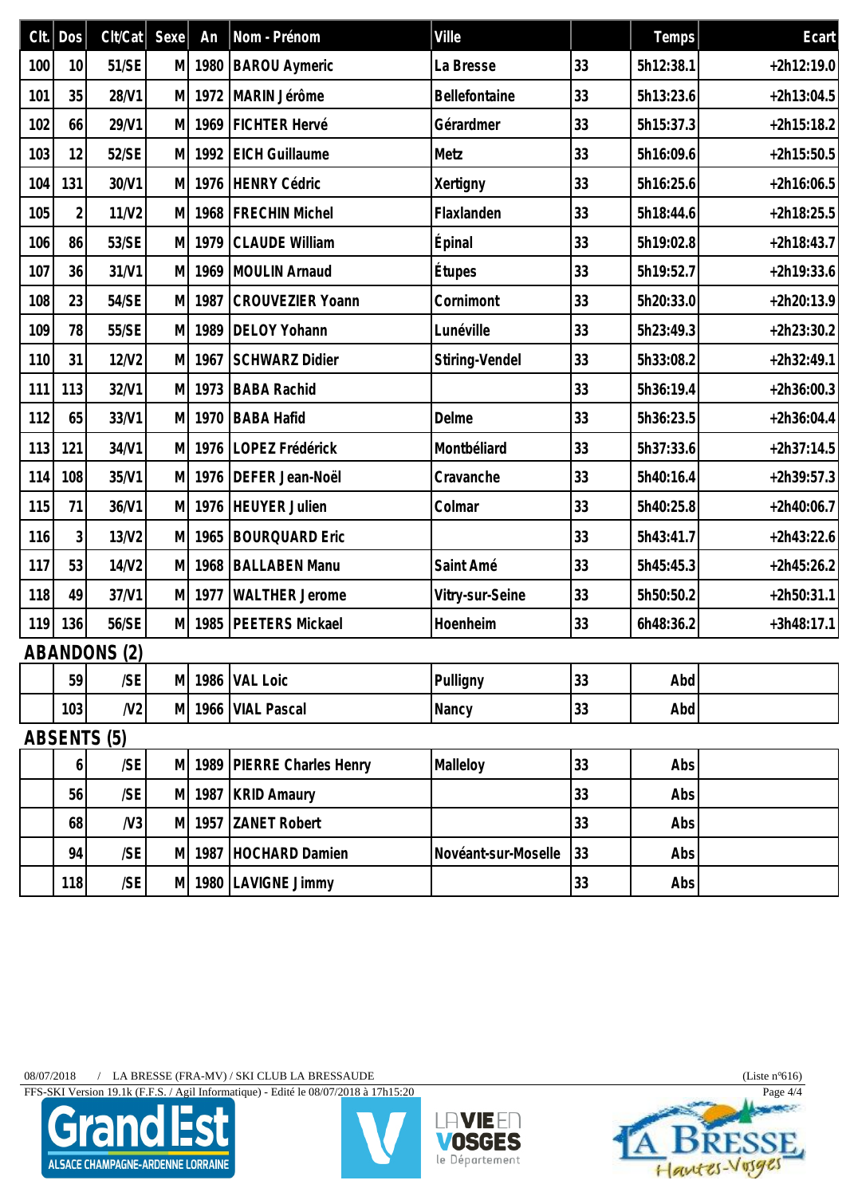| Clt. | Dos | Clt/Cat | Sexe | An | Nom - Prénom | Ville | | Temps | Ecart |
|---|---|---|---|---|---|---|---|---|---|
| 100 | 10 | 51/SE | M | 1980 | BAROU Aymeric | La Bresse | 33 | 5h12:38.1 | +2h12:19.0 |
| 101 | 35 | 28/V1 | M | 1972 | MARIN Jérôme | Bellefontaine | 33 | 5h13:23.6 | +2h13:04.5 |
| 102 | 66 | 29/V1 | M | 1969 | FICHTER Hervé | Gérardmer | 33 | 5h15:37.3 | +2h15:18.2 |
| 103 | 12 | 52/SE | M | 1992 | EICH Guillaume | Metz | 33 | 5h16:09.6 | +2h15:50.5 |
| 104 | 131 | 30/V1 | M | 1976 | HENRY Cédric | Xertigny | 33 | 5h16:25.6 | +2h16:06.5 |
| 105 | 2 | 11/V2 | M | 1968 | FRECHIN Michel | Flaxlanden | 33 | 5h18:44.6 | +2h18:25.5 |
| 106 | 86 | 53/SE | M | 1979 | CLAUDE William | Épinal | 33 | 5h19:02.8 | +2h18:43.7 |
| 107 | 36 | 31/V1 | M | 1969 | MOULIN Arnaud | Étupes | 33 | 5h19:52.7 | +2h19:33.6 |
| 108 | 23 | 54/SE | M | 1987 | CROUVEZIER Yoann | Cornimont | 33 | 5h20:33.0 | +2h20:13.9 |
| 109 | 78 | 55/SE | M | 1989 | DELOY Yohann | Lunéville | 33 | 5h23:49.3 | +2h23:30.2 |
| 110 | 31 | 12/V2 | M | 1967 | SCHWARZ Didier | Stiring-Vendel | 33 | 5h33:08.2 | +2h32:49.1 |
| 111 | 113 | 32/V1 | M | 1973 | BABA Rachid | | 33 | 5h36:19.4 | +2h36:00.3 |
| 112 | 65 | 33/V1 | M | 1970 | BABA Hafid | Delme | 33 | 5h36:23.5 | +2h36:04.4 |
| 113 | 121 | 34/V1 | M | 1976 | LOPEZ Frédérick | Montbéliard | 33 | 5h37:33.6 | +2h37:14.5 |
| 114 | 108 | 35/V1 | M | 1976 | DEFER Jean-Noël | Cravanche | 33 | 5h40:16.4 | +2h39:57.3 |
| 115 | 71 | 36/V1 | M | 1976 | HEUYER Julien | Colmar | 33 | 5h40:25.8 | +2h40:06.7 |
| 116 | 3 | 13/V2 | M | 1965 | BOURQUARD Eric | | 33 | 5h43:41.7 | +2h43:22.6 |
| 117 | 53 | 14/V2 | M | 1968 | BALLABEN Manu | Saint Amé | 33 | 5h45:45.3 | +2h45:26.2 |
| 118 | 49 | 37/V1 | M | 1977 | WALTHER Jerome | Vitry-sur-Seine | 33 | 5h50:50.2 | +2h50:31.1 |
| 119 | 136 | 56/SE | M | 1985 | PEETERS Mickael | Hoenheim | 33 | 6h48:36.2 | +3h48:17.1 |

## ABANDONS (2)

| | | | | | | | | | |
|---|---|---|---|---|---|---|---|---|---|
| | 59 | /SE | M | 1986 | VAL Loic | Pulligny | 33 | Abd | |
| | 103 | /V2 | M | 1966 | VIAL Pascal | Nancy | 33 | Abd | |

## ABSENTS (5)

| | | | | | | | | | |
|---|---|---|---|---|---|---|---|---|---|
| | 6 | /SE | M | 1989 | PIERRE Charles Henry | Malleloy | 33 | Abs | |
| | 56 | /SE | M | 1987 | KRID Amaury | | 33 | Abs | |
| | 68 | /V3 | M | 1957 | ZANET Robert | | 33 | Abs | |
| | 94 | /SE | M | 1987 | HOCHARD Damien | Novéant-sur-Moselle | 33 | Abs | |
| | 118 | /SE | M | 1980 | LAVIGNE Jimmy | | 33 | Abs | |

08/07/2018 / LA BRESSE (FRA-MV) / SKI CLUB LA BRESSAUDE (Liste n°616)

FFS-SKI Version 19.1k (F.F.S. / Agil Informatique) - Edité le 08/07/2018 à 17h15:20